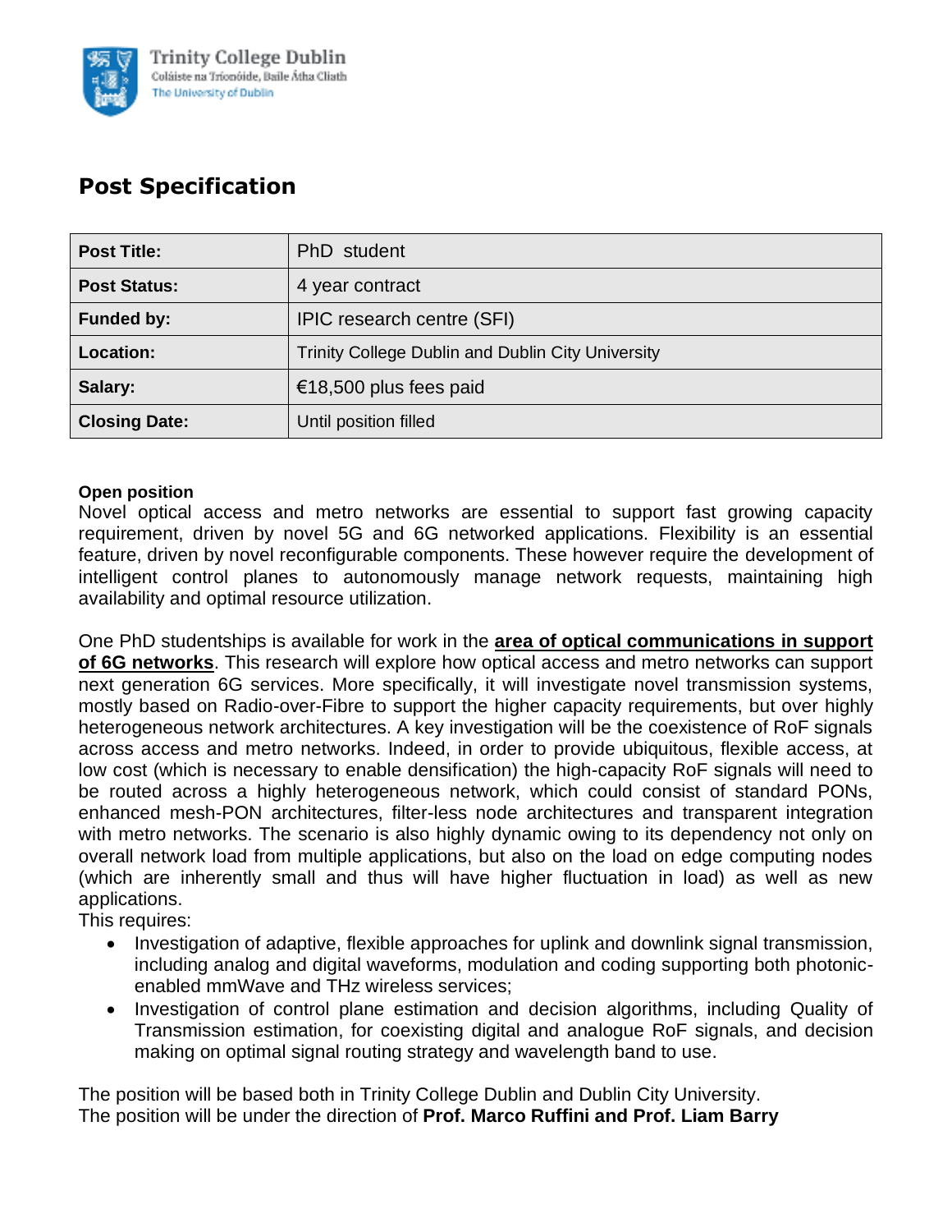Trinity College Dublin
Coláiste na Tríonóide, Baile Átha Cliath
The University of Dublin

# Post Specification

| **Post Title:** | PhD student |
|---|---|
| **Post Status:** | 4 year contract |
| **Funded by:** | IPIC research centre (SFI) |
| **Location:** | Trinity College Dublin and Dublin City University |
| **Salary:** | €18,500 plus fees paid |
| **Closing Date:** | Until position filled |

**Open position**

Novel optical access and metro networks are essential to support fast growing capacity requirement, driven by novel 5G and 6G networked applications. Flexibility is an essential feature, driven by novel reconfigurable components. These however require the development of intelligent control planes to autonomously manage network requests, maintaining high availability and optimal resource utilization.

One PhD studentships is available for work in the **area of optical communications in support of 6G networks**. This research will explore how optical access and metro networks can support next generation 6G services. More specifically, it will investigate novel transmission systems, mostly based on Radio-over-Fibre to support the higher capacity requirements, but over highly heterogeneous network architectures. A key investigation will be the coexistence of RoF signals across access and metro networks. Indeed, in order to provide ubiquitous, flexible access, at low cost (which is necessary to enable densification) the high-capacity RoF signals will need to be routed across a highly heterogeneous network, which could consist of standard PONs, enhanced mesh-PON architectures, filter-less node architectures and transparent integration with metro networks. The scenario is also highly dynamic owing to its dependency not only on overall network load from multiple applications, but also on the load on edge computing nodes (which are inherently small and thus will have higher fluctuation in load) as well as new applications.

This requires:

- Investigation of adaptive, flexible approaches for uplink and downlink signal transmission, including analog and digital waveforms, modulation and coding supporting both photonic-enabled mmWave and THz wireless services;
- Investigation of control plane estimation and decision algorithms, including Quality of Transmission estimation, for coexisting digital and analogue RoF signals, and decision making on optimal signal routing strategy and wavelength band to use.

The position will be based both in Trinity College Dublin and Dublin City University.
The position will be under the direction of **Prof. Marco Ruffini and Prof. Liam Barry**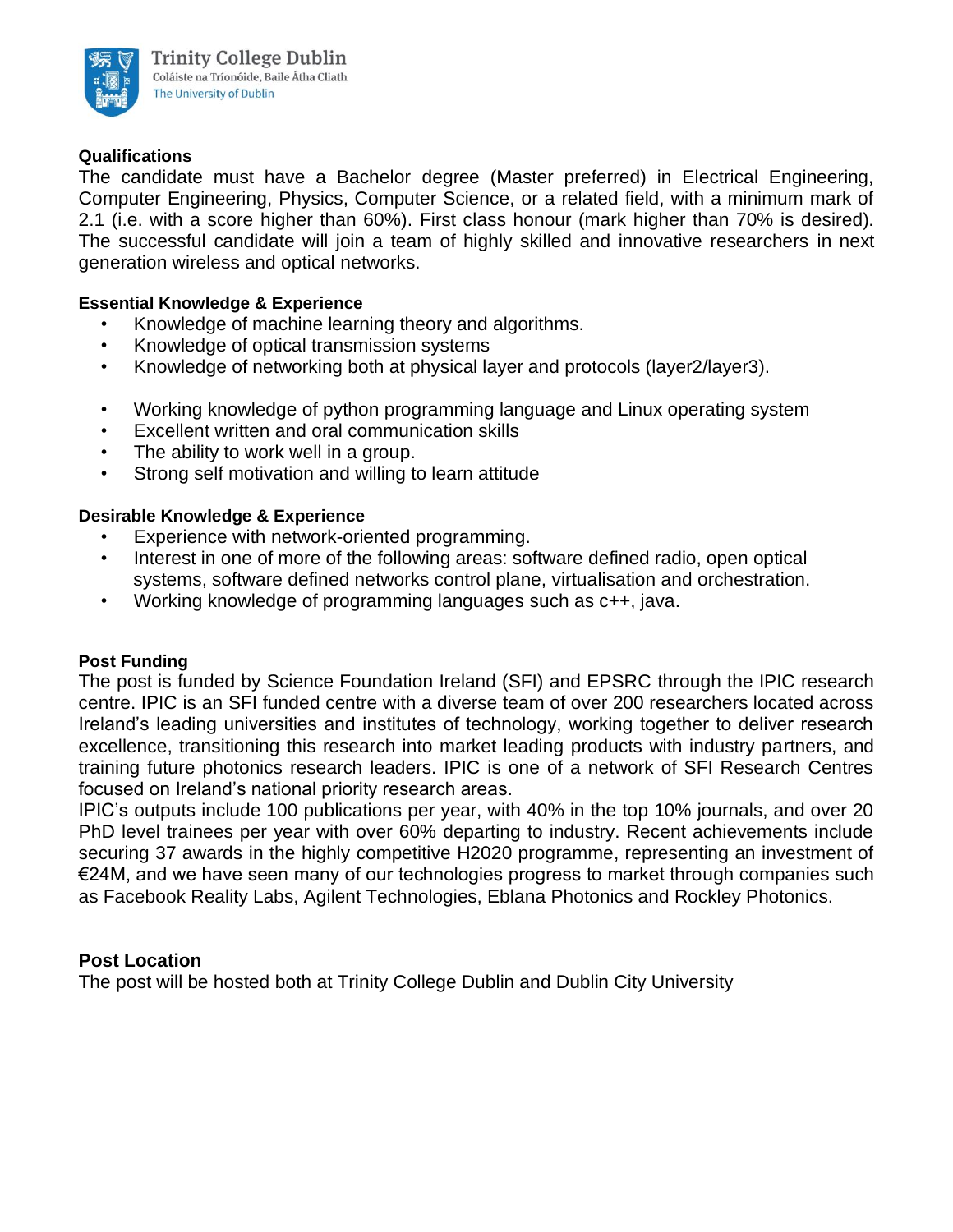**Qualifications**

The candidate must have a Bachelor degree (Master preferred) in Electrical Engineering, Computer Engineering, Physics, Computer Science, or a related field, with a minimum mark of 2.1 (i.e. with a score higher than 60%). First class honour (mark higher than 70% is desired). The successful candidate will join a team of highly skilled and innovative researchers in next generation wireless and optical networks.

**Essential Knowledge & Experience**

- Knowledge of machine learning theory and algorithms.
- Knowledge of optical transmission systems
- Knowledge of networking both at physical layer and protocols (layer2/layer3).

- Working knowledge of python programming language and Linux operating system
- Excellent written and oral communication skills
- The ability to work well in a group.
- Strong self motivation and willing to learn attitude

**Desirable Knowledge & Experience**

- Experience with network-oriented programming.
- Interest in one of more of the following areas: software defined radio, open optical systems, software defined networks control plane, virtualisation and orchestration.
- Working knowledge of programming languages such as c++, java.

**Post Funding**

The post is funded by Science Foundation Ireland (SFI) and EPSRC through the IPIC research centre. IPIC is an SFI funded centre with a diverse team of over 200 researchers located across Ireland's leading universities and institutes of technology, working together to deliver research excellence, transitioning this research into market leading products with industry partners, and training future photonics research leaders. IPIC is one of a network of SFI Research Centres focused on Ireland's national priority research areas.

IPIC's outputs include 100 publications per year, with 40% in the top 10% journals, and over 20 PhD level trainees per year with over 60% departing to industry. Recent achievements include securing 37 awards in the highly competitive H2020 programme, representing an investment of €24M, and we have seen many of our technologies progress to market through companies such as Facebook Reality Labs, Agilent Technologies, Eblana Photonics and Rockley Photonics.

**Post Location**

The post will be hosted both at Trinity College Dublin and Dublin City University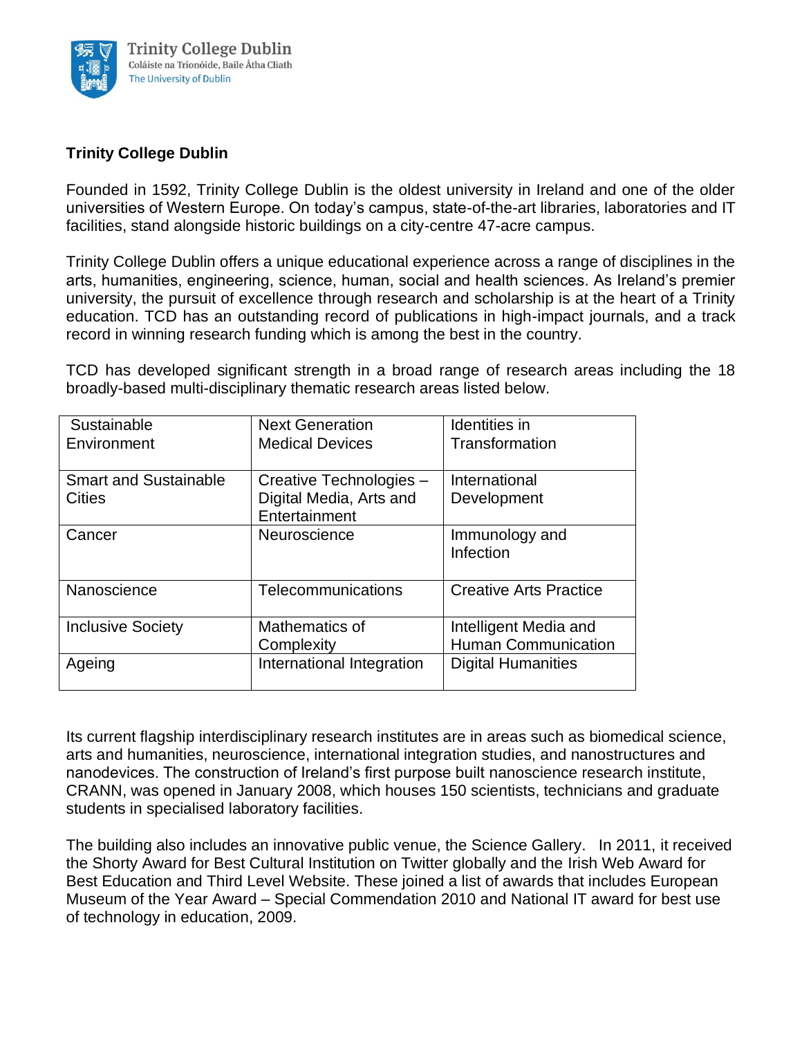**Trinity College Dublin**

Founded in 1592, Trinity College Dublin is the oldest university in Ireland and one of the older universities of Western Europe. On today's campus, state-of-the-art libraries, laboratories and IT facilities, stand alongside historic buildings on a city-centre 47-acre campus.

Trinity College Dublin offers a unique educational experience across a range of disciplines in the arts, humanities, engineering, science, human, social and health sciences. As Ireland's premier university, the pursuit of excellence through research and scholarship is at the heart of a Trinity education. TCD has an outstanding record of publications in high-impact journals, and a track record in winning research funding which is among the best in the country.

TCD has developed significant strength in a broad range of research areas including the 18 broadly-based multi-disciplinary thematic research areas listed below.

| | | |
|---|---|---|
| Sustainable Environment | Next Generation Medical Devices | Identities in Transformation |
| Smart and Sustainable Cities | Creative Technologies – Digital Media, Arts and Entertainment | International Development |
| Cancer | Neuroscience | Immunology and Infection |
| Nanoscience | Telecommunications | Creative Arts Practice |
| Inclusive Society | Mathematics of Complexity | Intelligent Media and Human Communication |
| Ageing | International Integration | Digital Humanities |

Its current flagship interdisciplinary research institutes are in areas such as biomedical science, arts and humanities, neuroscience, international integration studies, and nanostructures and nanodevices. The construction of Ireland's first purpose built nanoscience research institute, CRANN, was opened in January 2008, which houses 150 scientists, technicians and graduate students in specialised laboratory facilities.

The building also includes an innovative public venue, the Science Gallery. In 2011, it received the Shorty Award for Best Cultural Institution on Twitter globally and the Irish Web Award for Best Education and Third Level Website. These joined a list of awards that includes European Museum of the Year Award – Special Commendation 2010 and National IT award for best use of technology in education, 2009.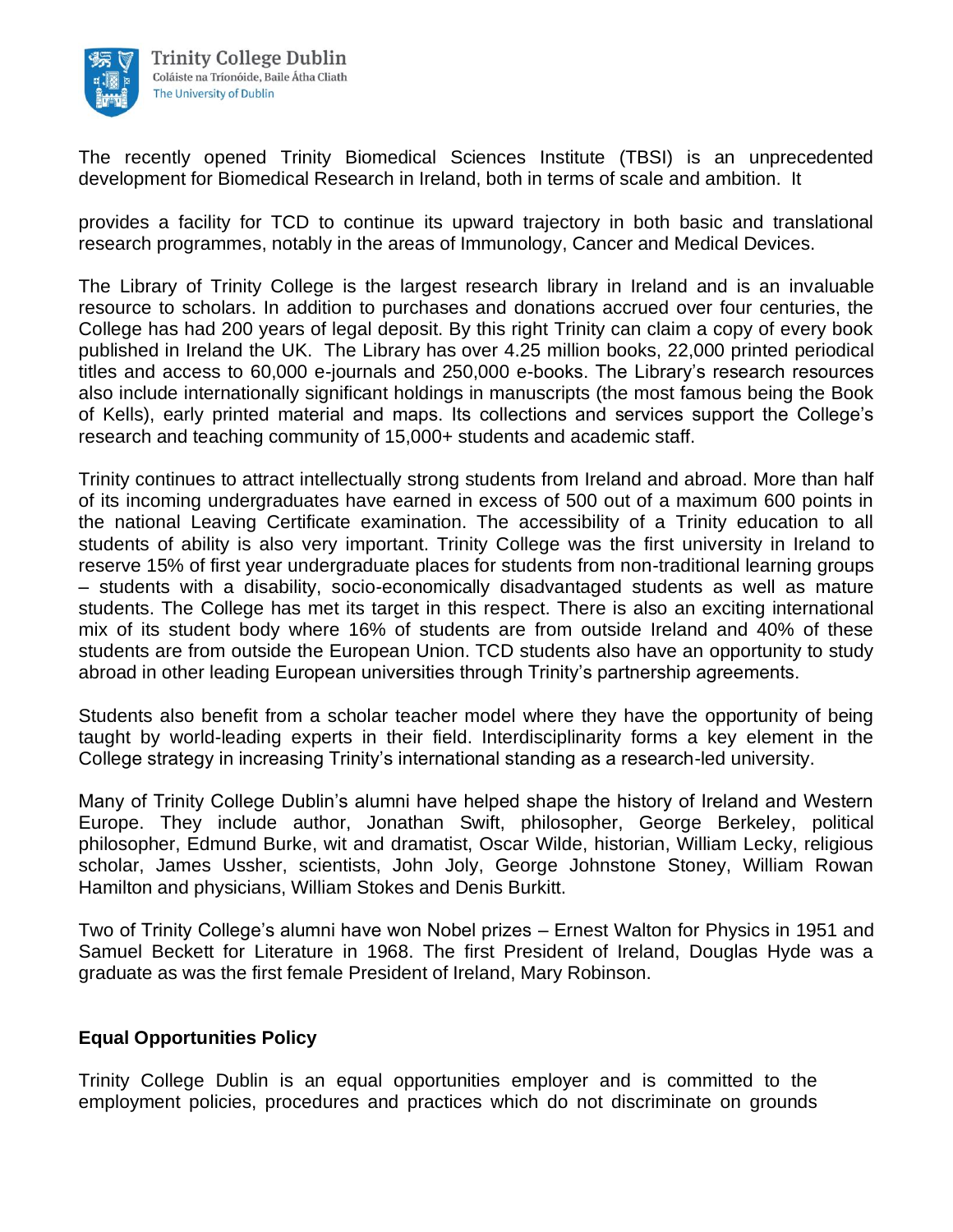The recently opened Trinity Biomedical Sciences Institute (TBSI) is an unprecedented development for Biomedical Research in Ireland, both in terms of scale and ambition. It

provides a facility for TCD to continue its upward trajectory in both basic and translational research programmes, notably in the areas of Immunology, Cancer and Medical Devices.

The Library of Trinity College is the largest research library in Ireland and is an invaluable resource to scholars. In addition to purchases and donations accrued over four centuries, the College has had 200 years of legal deposit. By this right Trinity can claim a copy of every book published in Ireland the UK. The Library has over 4.25 million books, 22,000 printed periodical titles and access to 60,000 e-journals and 250,000 e-books. The Library's research resources also include internationally significant holdings in manuscripts (the most famous being the Book of Kells), early printed material and maps. Its collections and services support the College's research and teaching community of 15,000+ students and academic staff.

Trinity continues to attract intellectually strong students from Ireland and abroad. More than half of its incoming undergraduates have earned in excess of 500 out of a maximum 600 points in the national Leaving Certificate examination. The accessibility of a Trinity education to all students of ability is also very important. Trinity College was the first university in Ireland to reserve 15% of first year undergraduate places for students from non-traditional learning groups – students with a disability, socio-economically disadvantaged students as well as mature students. The College has met its target in this respect. There is also an exciting international mix of its student body where 16% of students are from outside Ireland and 40% of these students are from outside the European Union. TCD students also have an opportunity to study abroad in other leading European universities through Trinity's partnership agreements.

Students also benefit from a scholar teacher model where they have the opportunity of being taught by world-leading experts in their field. Interdisciplinarity forms a key element in the College strategy in increasing Trinity's international standing as a research-led university.

Many of Trinity College Dublin's alumni have helped shape the history of Ireland and Western Europe. They include author, Jonathan Swift, philosopher, George Berkeley, political philosopher, Edmund Burke, wit and dramatist, Oscar Wilde, historian, William Lecky, religious scholar, James Ussher, scientists, John Joly, George Johnstone Stoney, William Rowan Hamilton and physicians, William Stokes and Denis Burkitt.

Two of Trinity College's alumni have won Nobel prizes – Ernest Walton for Physics in 1951 and Samuel Beckett for Literature in 1968. The first President of Ireland, Douglas Hyde was a graduate as was the first female President of Ireland, Mary Robinson.

**Equal Opportunities Policy**

Trinity College Dublin is an equal opportunities employer and is committed to the employment policies, procedures and practices which do not discriminate on grounds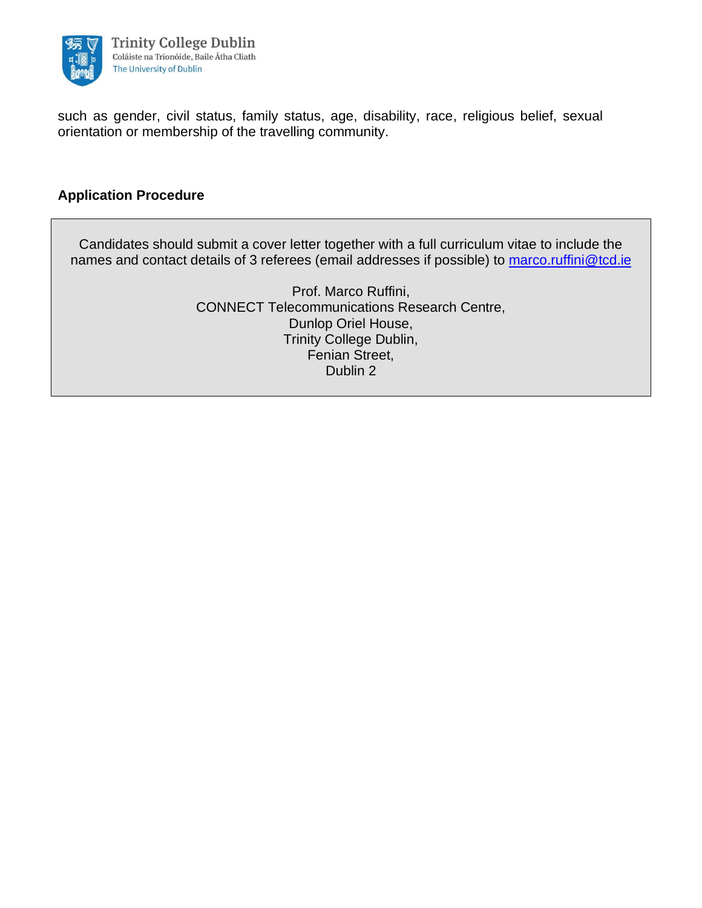such as gender, civil status, family status, age, disability, race, religious belief, sexual orientation or membership of the travelling community.

## Application Procedure

Candidates should submit a cover letter together with a full curriculum vitae to include the names and contact details of 3 referees (email addresses if possible) to marco.ruffini@tcd.ie

Prof. Marco Ruffini,
CONNECT Telecommunications Research Centre,
Dunlop Oriel House,
Trinity College Dublin,
Fenian Street,
Dublin 2